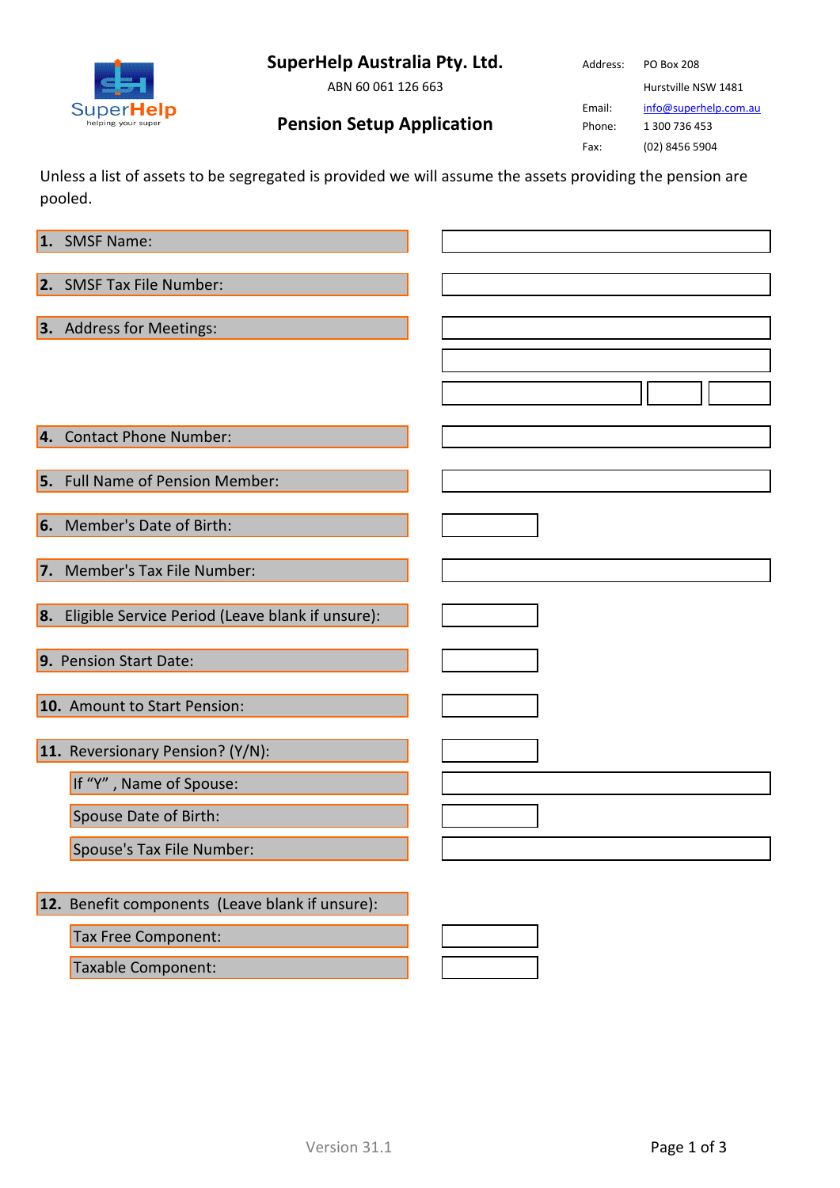# SuperHelp Australia Pty. Ltd.

ABN 60 061 126 663

## Pension Setup Application

Address: PO Box 208
Hurstville NSW 1481

Email: info@superhelp.com.au

Phone: 1 300 736 453

Fax: (02) 8456 5904

Unless a list of assets to be segregated is provided we will assume the assets providing the pension are pooled.

| Field | Response |
|---|---|
| **1.** SMSF Name: | |
| **2.** SMSF Tax File Number: | |
| **3.** Address for Meetings: | |
| | |
| | |
| **4.** Contact Phone Number: | |
| **5.** Full Name of Pension Member: | |
| **6.** Member's Date of Birth: | |
| **7.** Member's Tax File Number: | |
| **8.** Eligible Service Period (Leave blank if unsure): | |
| **9.** Pension Start Date: | |
| **10.** Amount to Start Pension: | |
| **11.** Reversionary Pension? (Y/N): | |
| If "Y" , Name of Spouse: | |
| Spouse Date of Birth: | |
| Spouse's Tax File Number: | |
| **12.** Benefit components (Leave blank if unsure): | |
| Tax Free Component: | |
| Taxable Component: | |

Version 31.1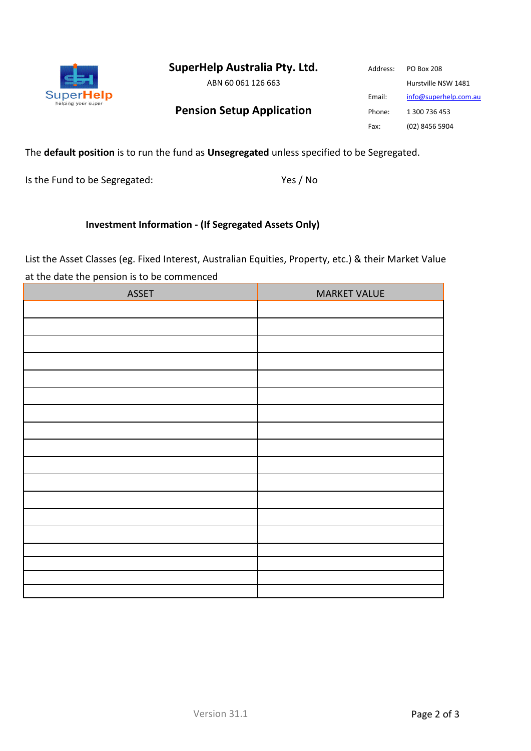# SuperHelp Australia Pty. Ltd.

ABN 60 061 126 663

## Pension Setup Application

Address: PO Box 208
Hurstville NSW 1481
Email: info@superhelp.com.au
Phone: 1 300 736 453
Fax: (02) 8456 5904

The **default position** is to run the fund as **Unsegregated** unless specified to be Segregated.

Is the Fund to be Segregated: Yes / No

### Investment Information - (If Segregated Assets Only)

List the Asset Classes (eg. Fixed Interest, Australian Equities, Property, etc.) & their Market Value at the date the pension is to be commenced

| ASSET | MARKET VALUE |
|---|---|
| | |
| | |
| | |
| | |
| | |
| | |
| | |
| | |
| | |
| | |
| | |
| | |
| | |
| | |
| | |
| | |
| | |
| | |

Version 31.1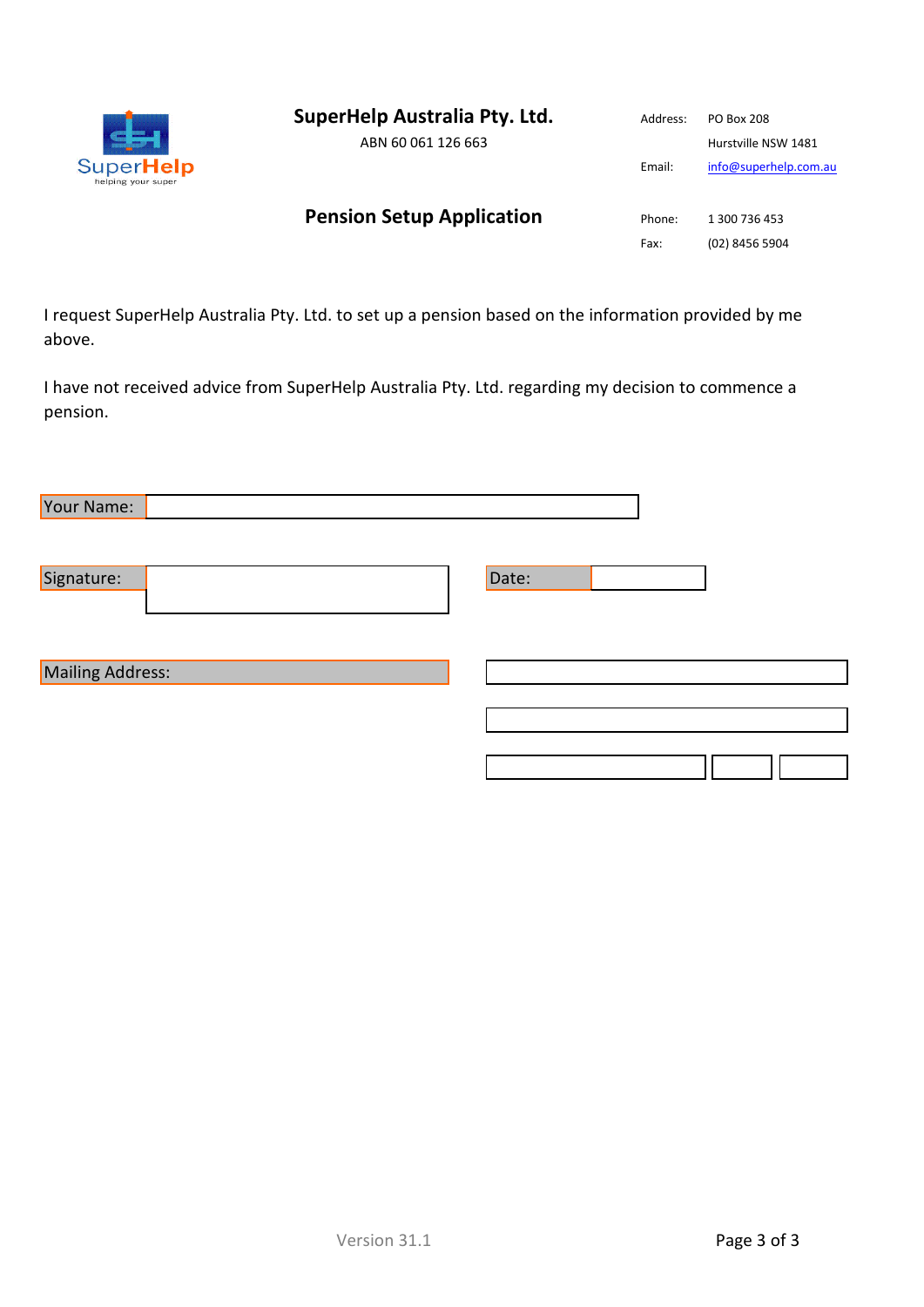**SuperHelp Australia Pty. Ltd.**

ABN 60 061 126 663

Address: PO Box 208
Hurstville NSW 1481

Email: info@superhelp.com.au

## Pension Setup Application

Phone: 1 300 736 453

Fax: (02) 8456 5904

I request SuperHelp Australia Pty. Ltd. to set up a pension based on the information provided by me above.

I have not received advice from SuperHelp Australia Pty. Ltd. regarding my decision to commence a pension.

Your Name:

Signature:

Date:

Mailing Address: